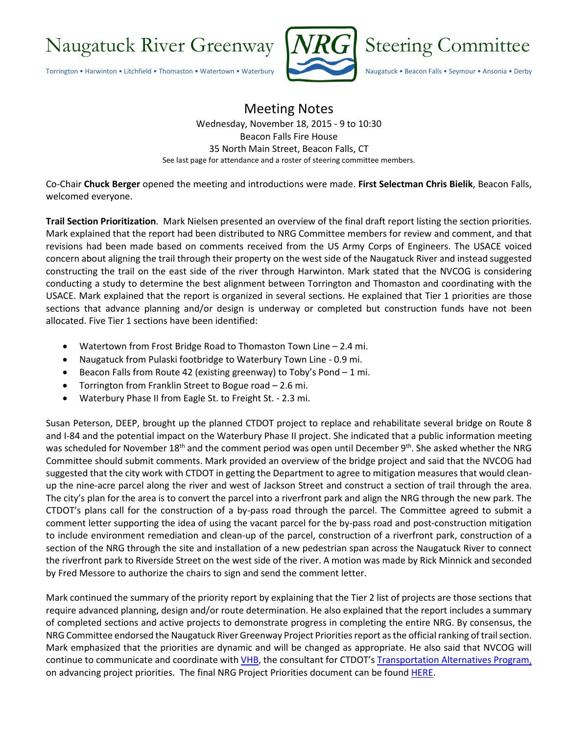# Naugatuck River Greenway Steering Committee

Torrington • Harwinton • Litchfield • Thomaston • Watertown • Waterbury • Naugatuck • Beacon Falls • Seymour • Ansonia • Derby

## Meeting Notes

Wednesday, November 18, 2015 - 9 to 10:30
Beacon Falls Fire House
35 North Main Street, Beacon Falls, CT
See last page for attendance and a roster of steering committee members.

Co-Chair **Chuck Berger** opened the meeting and introductions were made. **First Selectman Chris Bielik**, Beacon Falls, welcomed everyone.

**Trail Section Prioritization**. Mark Nielsen presented an overview of the final draft report listing the section priorities. Mark explained that the report had been distributed to NRG Committee members for review and comment, and that revisions had been made based on comments received from the US Army Corps of Engineers. The USACE voiced concern about aligning the trail through their property on the west side of the Naugatuck River and instead suggested constructing the trail on the east side of the river through Harwinton. Mark stated that the NVCOG is considering conducting a study to determine the best alignment between Torrington and Thomaston and coordinating with the USACE. Mark explained that the report is organized in several sections. He explained that Tier 1 priorities are those sections that advance planning and/or design is underway or completed but construction funds have not been allocated. Five Tier 1 sections have been identified:

- Watertown from Frost Bridge Road to Thomaston Town Line – 2.4 mi.
- Naugatuck from Pulaski footbridge to Waterbury Town Line - 0.9 mi.
- Beacon Falls from Route 42 (existing greenway) to Toby's Pond – 1 mi.
- Torrington from Franklin Street to Bogue road – 2.6 mi.
- Waterbury Phase II from Eagle St. to Freight St. - 2.3 mi.

Susan Peterson, DEEP, brought up the planned CTDOT project to replace and rehabilitate several bridge on Route 8 and I-84 and the potential impact on the Waterbury Phase II project. She indicated that a public information meeting was scheduled for November 18th and the comment period was open until December 9th. She asked whether the NRG Committee should submit comments. Mark provided an overview of the bridge project and said that the NVCOG had suggested that the city work with CTDOT in getting the Department to agree to mitigation measures that would clean-up the nine-acre parcel along the river and west of Jackson Street and construct a section of trail through the area. The city's plan for the area is to convert the parcel into a riverfront park and align the NRG through the new park. The CTDOT's plans call for the construction of a by-pass road through the parcel. The Committee agreed to submit a comment letter supporting the idea of using the vacant parcel for the by-pass road and post-construction mitigation to include environment remediation and clean-up of the parcel, construction of a riverfront park, construction of a section of the NRG through the site and installation of a new pedestrian span across the Naugatuck River to connect the riverfront park to Riverside Street on the west side of the river. A motion was made by Rick Minnick and seconded by Fred Messore to authorize the chairs to sign and send the comment letter.

Mark continued the summary of the priority report by explaining that the Tier 2 list of projects are those sections that require advanced planning, design and/or route determination. He also explained that the report includes a summary of completed sections and active projects to demonstrate progress in completing the entire NRG. By consensus, the NRG Committee endorsed the Naugatuck River Greenway Project Priorities report as the official ranking of trail section. Mark emphasized that the priorities are dynamic and will be changed as appropriate. He also said that NVCOG will continue to communicate and coordinate with VHB, the consultant for CTDOT's Transportation Alternatives Program, on advancing project priorities. The final NRG Project Priorities document can be found HERE.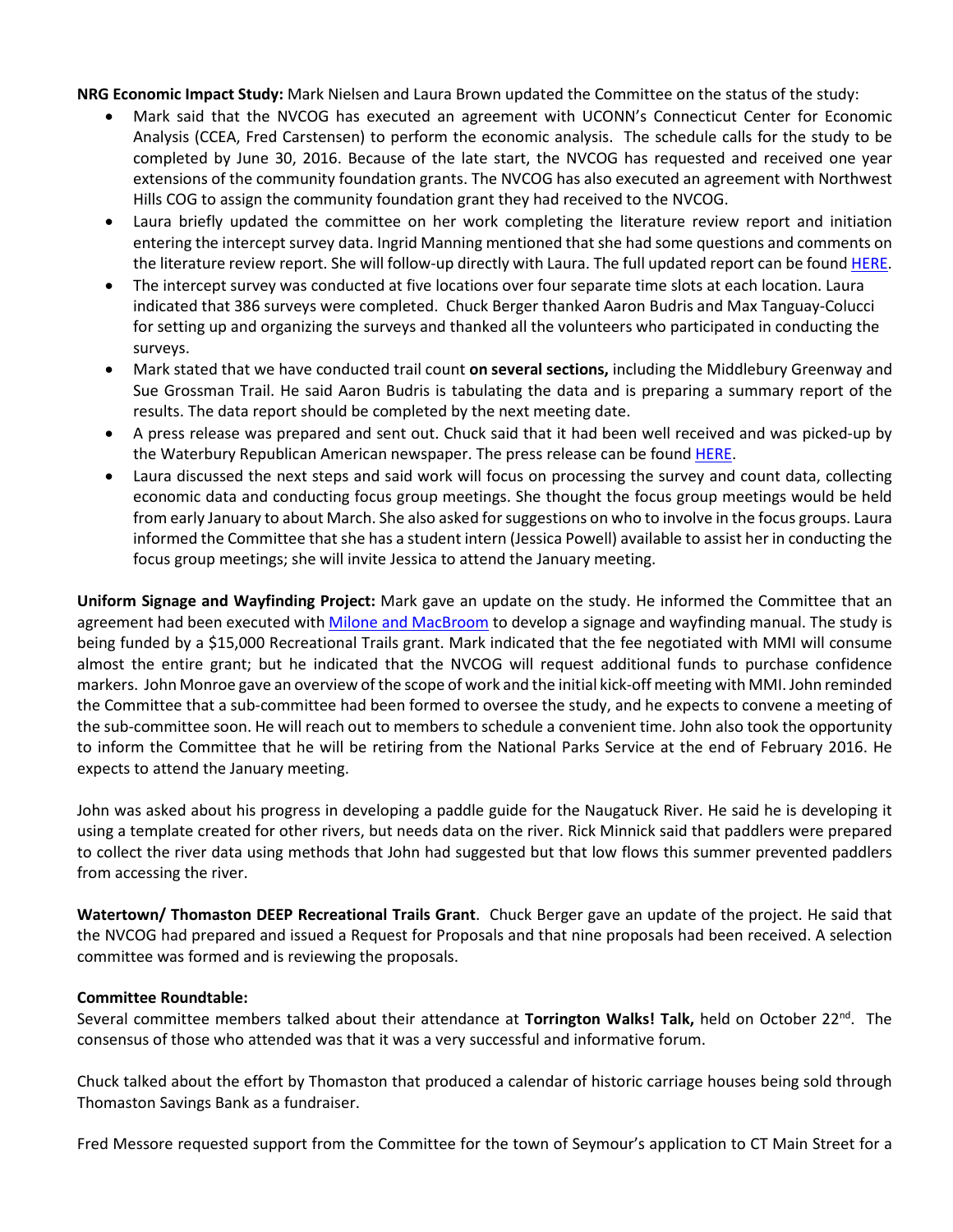**NRG Economic Impact Study:** Mark Nielsen and Laura Brown updated the Committee on the status of the study:

- Mark said that the NVCOG has executed an agreement with UCONN's Connecticut Center for Economic Analysis (CCEA, Fred Carstensen) to perform the economic analysis. The schedule calls for the study to be completed by June 30, 2016. Because of the late start, the NVCOG has requested and received one year extensions of the community foundation grants. The NVCOG has also executed an agreement with Northwest Hills COG to assign the community foundation grant they had received to the NVCOG.
- Laura briefly updated the committee on her work completing the literature review report and initiation entering the intercept survey data. Ingrid Manning mentioned that she had some questions and comments on the literature review report. She will follow-up directly with Laura. The full updated report can be found HERE.
- The intercept survey was conducted at five locations over four separate time slots at each location. Laura indicated that 386 surveys were completed. Chuck Berger thanked Aaron Budris and Max Tanguay-Colucci for setting up and organizing the surveys and thanked all the volunteers who participated in conducting the surveys.
- Mark stated that we have conducted trail count **on several sections,** including the Middlebury Greenway and Sue Grossman Trail. He said Aaron Budris is tabulating the data and is preparing a summary report of the results. The data report should be completed by the next meeting date.
- A press release was prepared and sent out. Chuck said that it had been well received and was picked-up by the Waterbury Republican American newspaper. The press release can be found HERE.
- Laura discussed the next steps and said work will focus on processing the survey and count data, collecting economic data and conducting focus group meetings. She thought the focus group meetings would be held from early January to about March. She also asked for suggestions on who to involve in the focus groups. Laura informed the Committee that she has a student intern (Jessica Powell) available to assist her in conducting the focus group meetings; she will invite Jessica to attend the January meeting.

**Uniform Signage and Wayfinding Project:** Mark gave an update on the study. He informed the Committee that an agreement had been executed with Milone and MacBroom to develop a signage and wayfinding manual. The study is being funded by a $15,000 Recreational Trails grant. Mark indicated that the fee negotiated with MMI will consume almost the entire grant; but he indicated that the NVCOG will request additional funds to purchase confidence markers. John Monroe gave an overview of the scope of work and the initial kick-off meeting with MMI. John reminded the Committee that a sub-committee had been formed to oversee the study, and he expects to convene a meeting of the sub-committee soon. He will reach out to members to schedule a convenient time. John also took the opportunity to inform the Committee that he will be retiring from the National Parks Service at the end of February 2016. He expects to attend the January meeting.

John was asked about his progress in developing a paddle guide for the Naugatuck River. He said he is developing it using a template created for other rivers, but needs data on the river. Rick Minnick said that paddlers were prepared to collect the river data using methods that John had suggested but that low flows this summer prevented paddlers from accessing the river.

**Watertown/ Thomaston DEEP Recreational Trails Grant**. Chuck Berger gave an update of the project. He said that the NVCOG had prepared and issued a Request for Proposals and that nine proposals had been received. A selection committee was formed and is reviewing the proposals.

**Committee Roundtable:**

Several committee members talked about their attendance at **Torrington Walks! Talk,** held on October 22nd. The consensus of those who attended was that it was a very successful and informative forum.

Chuck talked about the effort by Thomaston that produced a calendar of historic carriage houses being sold through Thomaston Savings Bank as a fundraiser.

Fred Messore requested support from the Committee for the town of Seymour's application to CT Main Street for a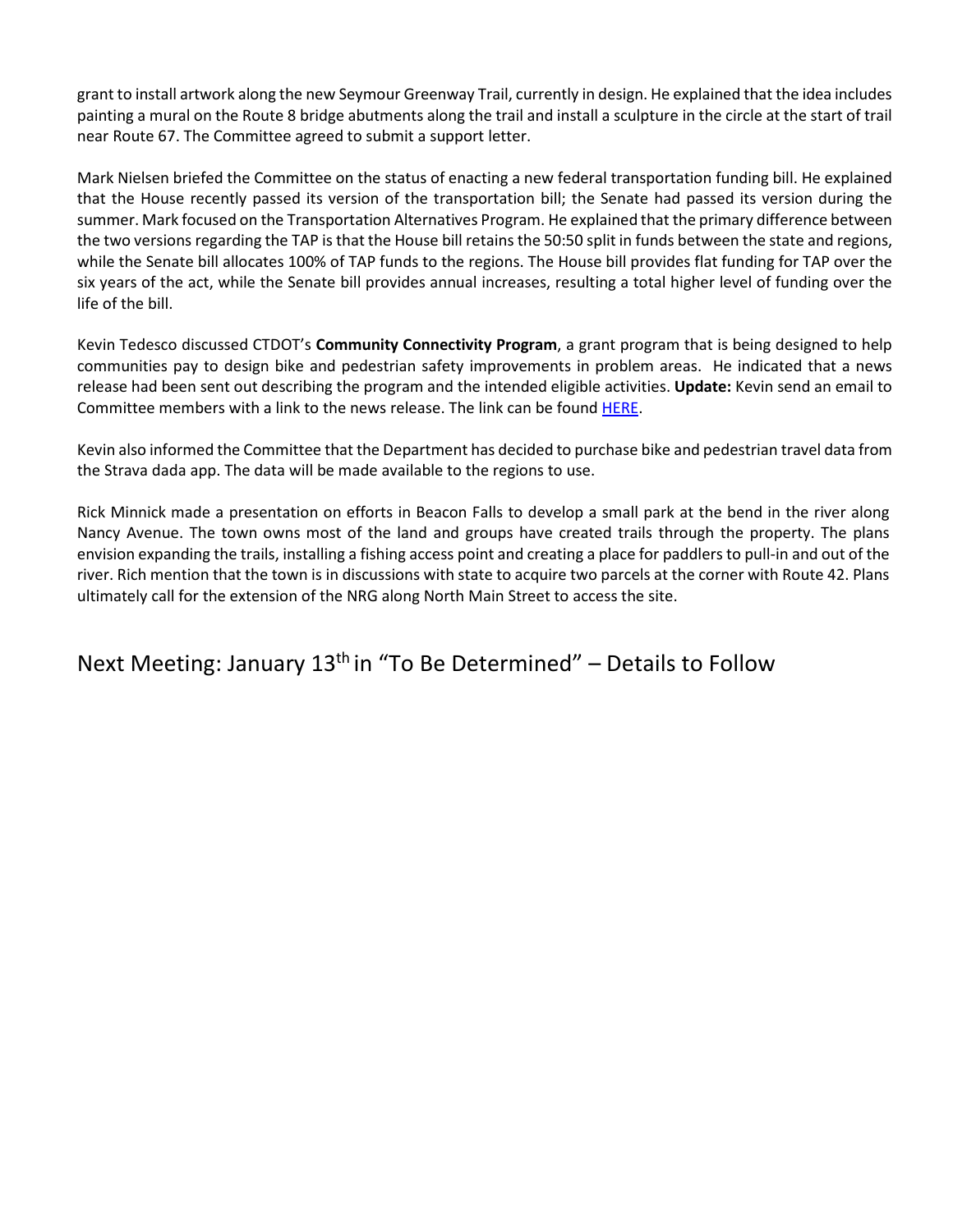grant to install artwork along the new Seymour Greenway Trail, currently in design. He explained that the idea includes painting a mural on the Route 8 bridge abutments along the trail and install a sculpture in the circle at the start of trail near Route 67. The Committee agreed to submit a support letter.

Mark Nielsen briefed the Committee on the status of enacting a new federal transportation funding bill. He explained that the House recently passed its version of the transportation bill; the Senate had passed its version during the summer. Mark focused on the Transportation Alternatives Program. He explained that the primary difference between the two versions regarding the TAP is that the House bill retains the 50:50 split in funds between the state and regions, while the Senate bill allocates 100% of TAP funds to the regions. The House bill provides flat funding for TAP over the six years of the act, while the Senate bill provides annual increases, resulting a total higher level of funding over the life of the bill.

Kevin Tedesco discussed CTDOT's **Community Connectivity Program**, a grant program that is being designed to help communities pay to design bike and pedestrian safety improvements in problem areas. He indicated that a news release had been sent out describing the program and the intended eligible activities. **Update:** Kevin send an email to Committee members with a link to the news release. The link can be found HERE.

Kevin also informed the Committee that the Department has decided to purchase bike and pedestrian travel data from the Strava dada app. The data will be made available to the regions to use.

Rick Minnick made a presentation on efforts in Beacon Falls to develop a small park at the bend in the river along Nancy Avenue. The town owns most of the land and groups have created trails through the property. The plans envision expanding the trails, installing a fishing access point and creating a place for paddlers to pull-in and out of the river. Rich mention that the town is in discussions with state to acquire two parcels at the corner with Route 42. Plans ultimately call for the extension of the NRG along North Main Street to access the site.

# Next Meeting: January 13th in "To Be Determined" – Details to Follow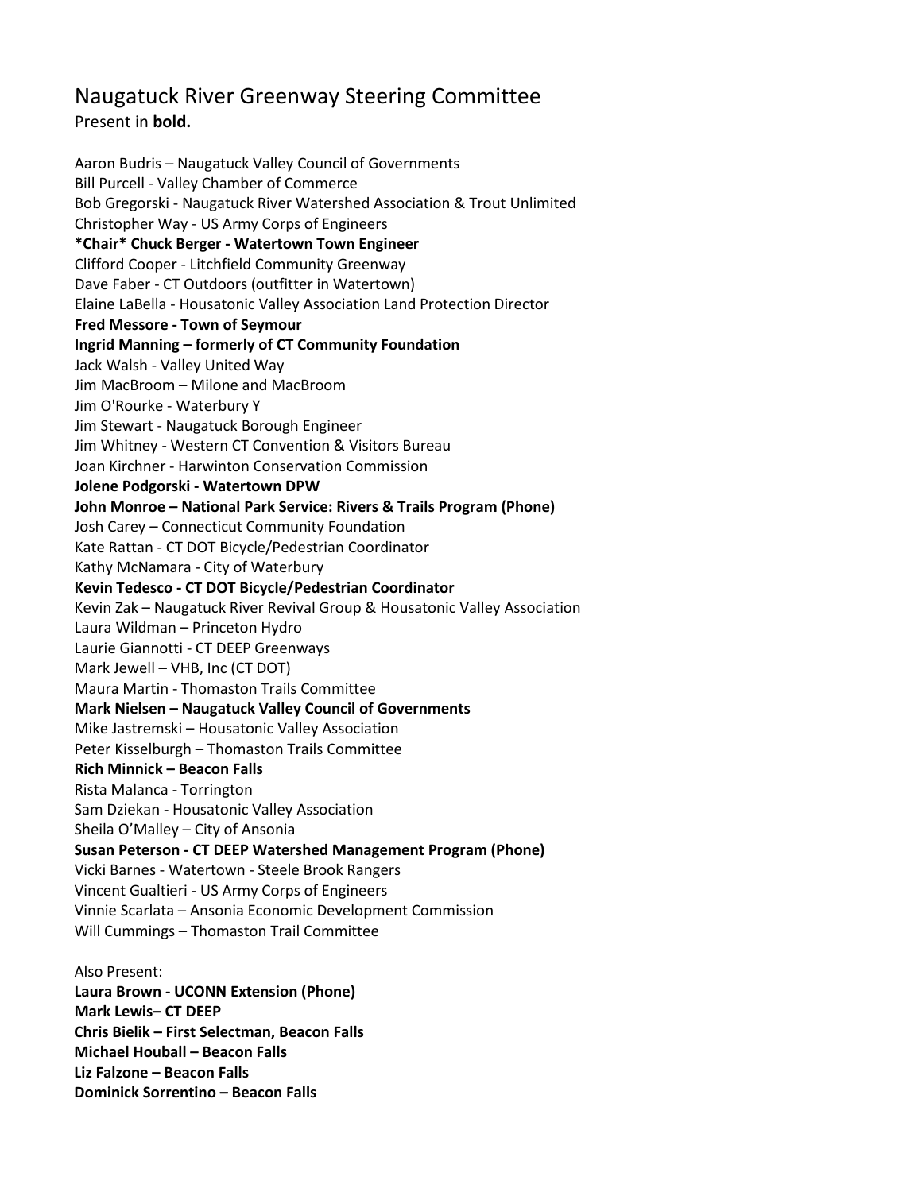# Naugatuck River Greenway Steering Committee

Present in **bold.**

Aaron Budris – Naugatuck Valley Council of Governments
Bill Purcell - Valley Chamber of Commerce
Bob Gregorski - Naugatuck River Watershed Association & Trout Unlimited
Christopher Way - US Army Corps of Engineers
**\*Chair\* Chuck Berger - Watertown Town Engineer**
Clifford Cooper - Litchfield Community Greenway
Dave Faber - CT Outdoors (outfitter in Watertown)
Elaine LaBella - Housatonic Valley Association Land Protection Director
**Fred Messore - Town of Seymour**
**Ingrid Manning – formerly of CT Community Foundation**
Jack Walsh - Valley United Way
Jim MacBroom – Milone and MacBroom
Jim O'Rourke - Waterbury Y
Jim Stewart - Naugatuck Borough Engineer
Jim Whitney - Western CT Convention & Visitors Bureau
Joan Kirchner - Harwinton Conservation Commission
**Jolene Podgorski - Watertown DPW**
**John Monroe – National Park Service: Rivers & Trails Program (Phone)**
Josh Carey – Connecticut Community Foundation
Kate Rattan - CT DOT Bicycle/Pedestrian Coordinator
Kathy McNamara - City of Waterbury
**Kevin Tedesco - CT DOT Bicycle/Pedestrian Coordinator**
Kevin Zak – Naugatuck River Revival Group & Housatonic Valley Association
Laura Wildman – Princeton Hydro
Laurie Giannotti - CT DEEP Greenways
Mark Jewell – VHB, Inc (CT DOT)
Maura Martin - Thomaston Trails Committee
**Mark Nielsen – Naugatuck Valley Council of Governments**
Mike Jastremski – Housatonic Valley Association
Peter Kisselburgh – Thomaston Trails Committee
**Rich Minnick – Beacon Falls**
Rista Malanca - Torrington
Sam Dziekan - Housatonic Valley Association
Sheila O'Malley – City of Ansonia
**Susan Peterson - CT DEEP Watershed Management Program (Phone)**
Vicki Barnes - Watertown - Steele Brook Rangers
Vincent Gualtieri - US Army Corps of Engineers
Vinnie Scarlata – Ansonia Economic Development Commission
Will Cummings – Thomaston Trail Committee

Also Present:
**Laura Brown - UCONN Extension (Phone)**
**Mark Lewis– CT DEEP**
**Chris Bielik – First Selectman, Beacon Falls**
**Michael Houball – Beacon Falls**
**Liz Falzone – Beacon Falls**
**Dominick Sorrentino – Beacon Falls**